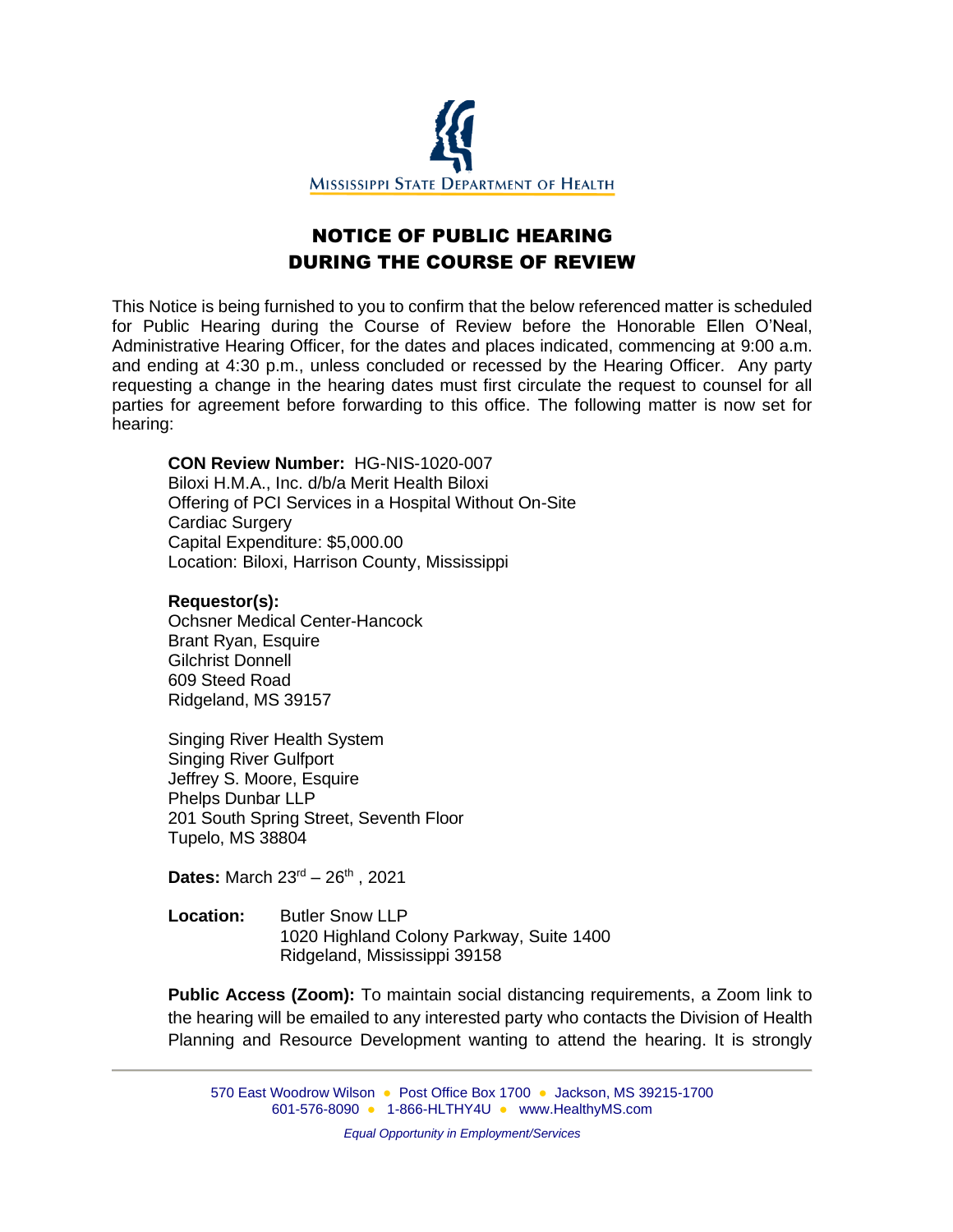MISSISSIPPI STATE DEPARTMENT OF HEALTH

# NOTICE OF PUBLIC HEARING DURING THE COURSE OF REVIEW

This Notice is being furnished to you to confirm that the below referenced matter is scheduled for Public Hearing during the Course of Review before the Honorable Ellen O'Neal, Administrative Hearing Officer, for the dates and places indicated, commencing at 9:00 a.m. and ending at 4:30 p.m., unless concluded or recessed by the Hearing Officer. Any party requesting a change in the hearing dates must first circulate the request to counsel for all parties for agreement before forwarding to this office. The following matter is now set for hearing:

**CON Review Number:** HG-NIS-1020-007
Biloxi H.M.A., Inc. d/b/a Merit Health Biloxi
Offering of PCI Services in a Hospital Without On-Site Cardiac Surgery
Capital Expenditure: $5,000.00
Location: Biloxi, Harrison County, Mississippi

**Requestor(s):**
Ochsner Medical Center-Hancock
Brant Ryan, Esquire
Gilchrist Donnell
609 Steed Road
Ridgeland, MS 39157

Singing River Health System
Singing River Gulfport
Jeffrey S. Moore, Esquire
Phelps Dunbar LLP
201 South Spring Street, Seventh Floor
Tupelo, MS 38804

**Dates:** March 23rd – 26th , 2021

**Location:** Butler Snow LLP
1020 Highland Colony Parkway, Suite 1400
Ridgeland, Mississippi 39158

**Public Access (Zoom):** To maintain social distancing requirements, a Zoom link to the hearing will be emailed to any interested party who contacts the Division of Health Planning and Resource Development wanting to attend the hearing. It is strongly

570 East Woodrow Wilson • Post Office Box 1700 • Jackson, MS 39215-1700
601-576-8090 • 1-866-HLTHY4U • www.HealthyMS.com

*Equal Opportunity in Employment/Services*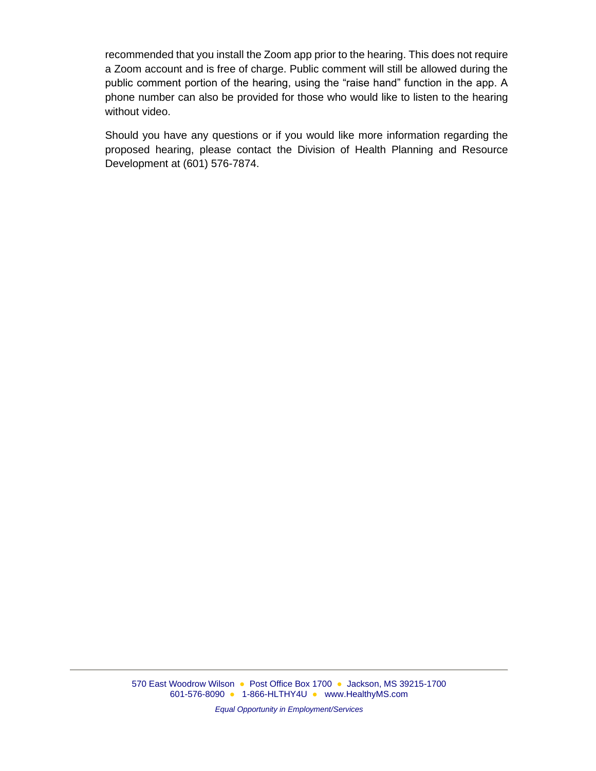recommended that you install the Zoom app prior to the hearing. This does not require a Zoom account and is free of charge. Public comment will still be allowed during the public comment portion of the hearing, using the “raise hand” function in the app. A phone number can also be provided for those who would like to listen to the hearing without video.

Should you have any questions or if you would like more information regarding the proposed hearing, please contact the Division of Health Planning and Resource Development at (601) 576-7874.